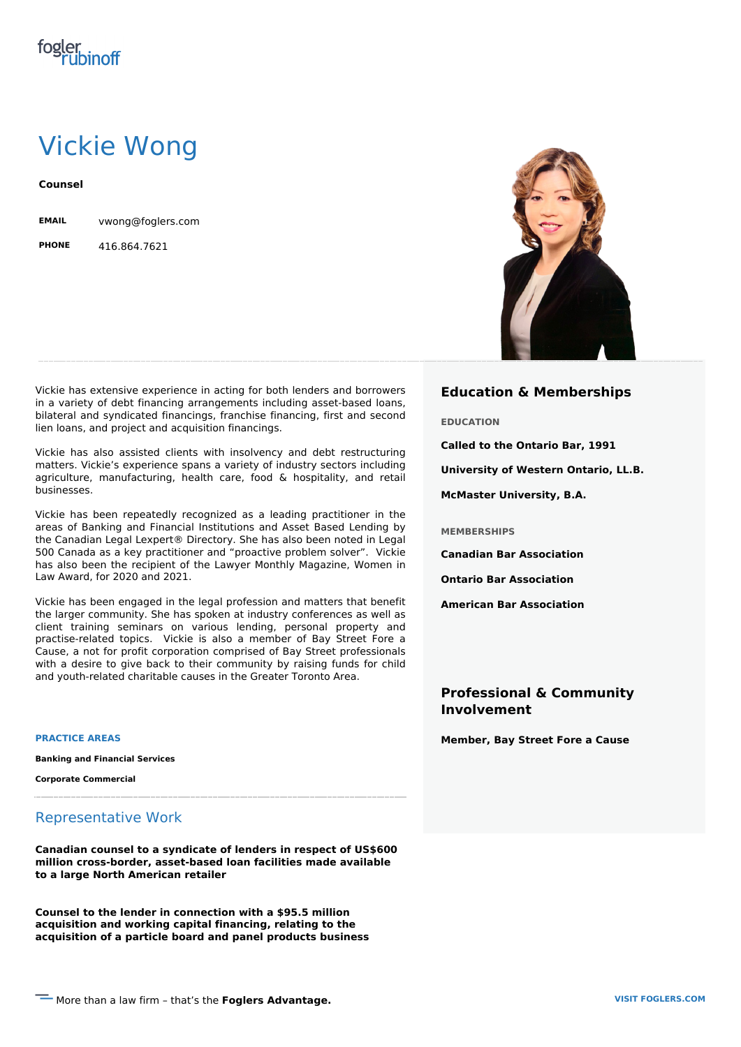# Vickie Wong

**Counsel**

**EMAIL** vwong@foglers.com

**PHONE** 416.864.7621

Vickie has extensive experience in acting for both lenders and borrowers in a variety of debt financing arrangements including asset-based loans, bilateral and syndicated financings, franchise financing, first and second lien loans, and project and acquisition financings.

Vickie has also assisted clients with insolvency and debt restructuring matters. Vickie's experience spans a variety of industry sectors including agriculture, manufacturing, health care, food & hospitality, and retail businesses.

Vickie has been repeatedly recognized as a leading practitioner in the areas of Banking and Financial Institutions and Asset Based Lending by the Canadian Legal Lexpert® Directory. She has also been noted in Legal 500 Canada as a key practitioner and "proactive problem solver". Vickie has also been the recipient of the Lawyer Monthly Magazine, Women in Law Award, for 2020 and 2021.

Vickie has been engaged in the legal profession and matters that benefit the larger community. She has spoken at industry conferences as well as client training seminars on various lending, personal property and practise-related topics. Vickie is also a member of Bay Street Fore a Cause, a not for profit corporation comprised of Bay Street professionals with a desire to give back to their community by raising funds for child and youth-related charitable causes in the Greater Toronto Area.

### PRACTICE AREAS

**Banking and Financial Services**

**Corporate Commercial**

## Representative Work

**Canadian counsel to a syndicate of lenders in respect of US$600 million cross-border, asset-based loan facilities made available to a large North American retailer**

**Counsel to the lender in connection with a $95.5 million acquisition and working capital financing, relating to the acquisition of a particle board and panel products business**

## Education & Memberships

### EDUCATION

**Called to the Ontario Bar, 1991**

**University of Western Ontario, LL.B.**

**McMaster University, B.A.**

### MEMBERSHIPS

**Canadian Bar Association**

**Ontario Bar Association**

**American Bar Association**

## Professional & Community Involvement

**Member, Bay Street Fore a Cause**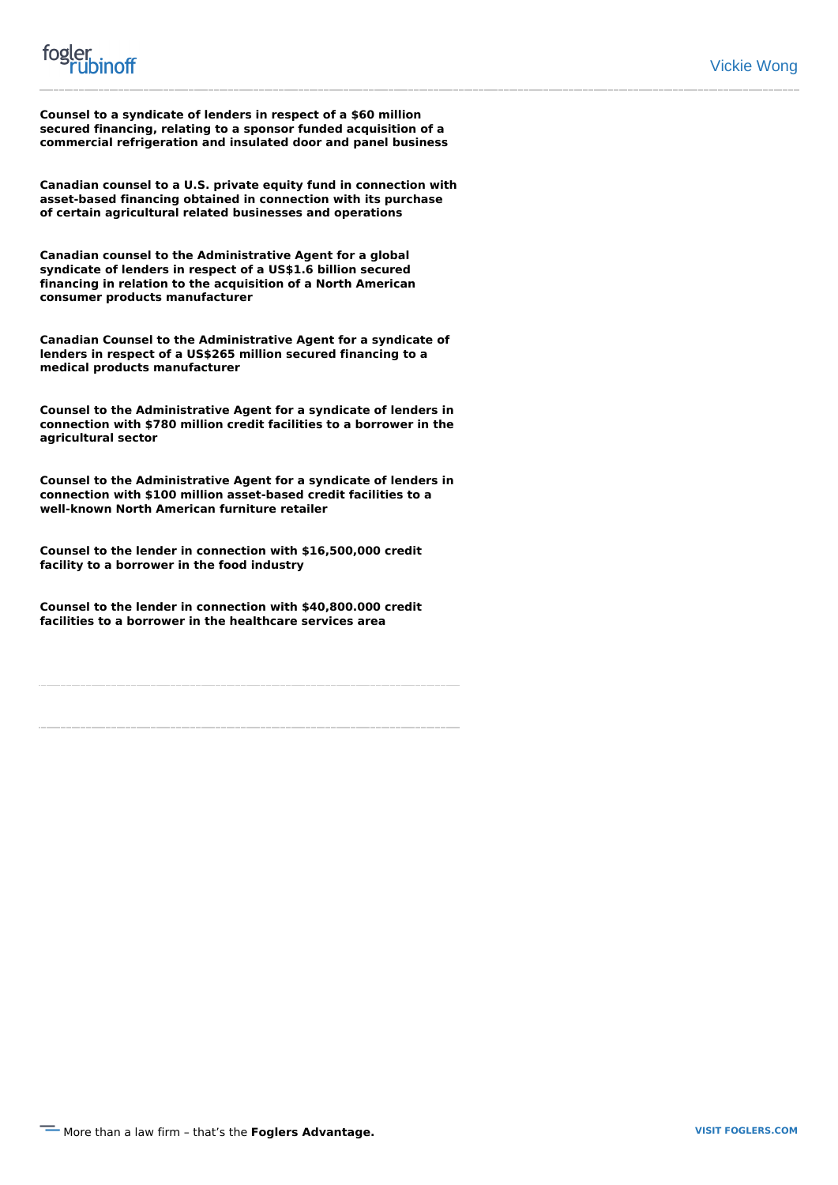**Counsel to a syndicate of lenders in respect of a $60 million secured financing, relating to a sponsor funded acquisition of a commercial refrigeration and insulated door and panel business**

**Canadian counsel to a U.S. private equity fund in connection with asset-based financing obtained in connection with its purchase of certain agricultural related businesses and operations**

**Canadian counsel to the Administrative Agent for a global syndicate of lenders in respect of a US$1.6 billion secured financing in relation to the acquisition of a North American consumer products manufacturer**

**Canadian Counsel to the Administrative Agent for a syndicate of lenders in respect of a US$265 million secured financing to a medical products manufacturer**

**Counsel to the Administrative Agent for a syndicate of lenders in connection with $780 million credit facilities to a borrower in the agricultural sector**

**Counsel to the Administrative Agent for a syndicate of lenders in connection with $100 million asset-based credit facilities to a well-known North American furniture retailer**

**Counsel to the lender in connection with $16,500,000 credit facility to a borrower in the food industry**

**Counsel to the lender in connection with $40,800.000 credit facilities to a borrower in the healthcare services area**